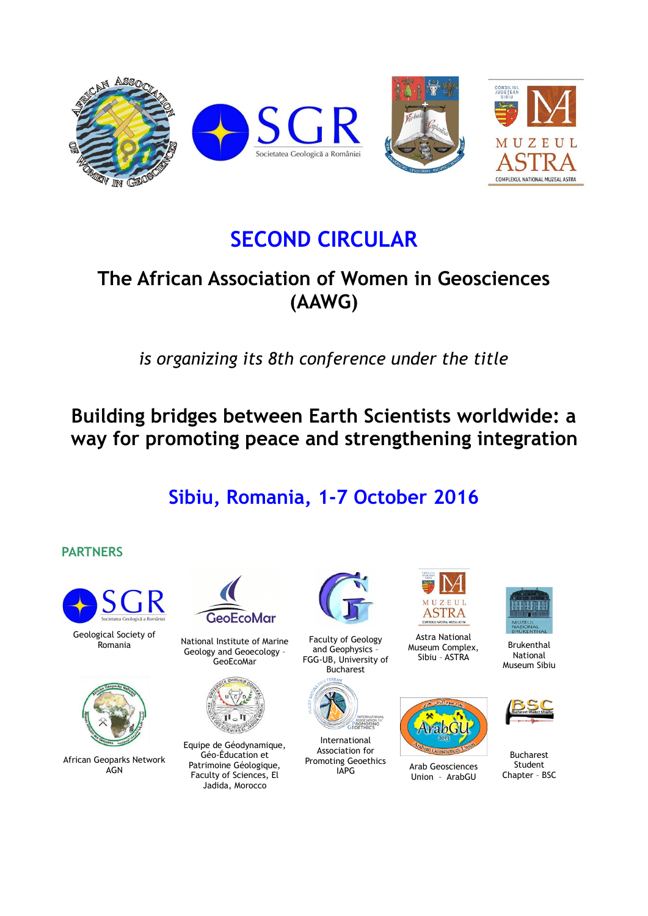# SECOND CIRCULAR

## The African Association of Women in Geosciences (AAWG)

*is organizing its 8th conference under the title*

## Building bridges between Earth Scientists worldwide: a way for promoting peace and strengthening integration

## Sibiu, Romania, 1-7 October 2016

### PARTNERS

Geological Society of Romania

National Institute of Marine Geology and Geoecology – GeoEcoMar

Faculty of Geology and Geophysics – FGG-UB, University of Bucharest

Astra National Museum Complex, Sibiu – ASTRA

Brukenthal National Museum Sibiu

African Geoparks Network AGN

Equipe de Géodynamique, Géo-Éducation et Patrimoine Géologique, Faculty of Sciences, El Jadida, Morocco

International Association for Promoting Geoethics IAPG

Arab Geosciences Union – ArabGU

Bucharest Student Chapter – BSC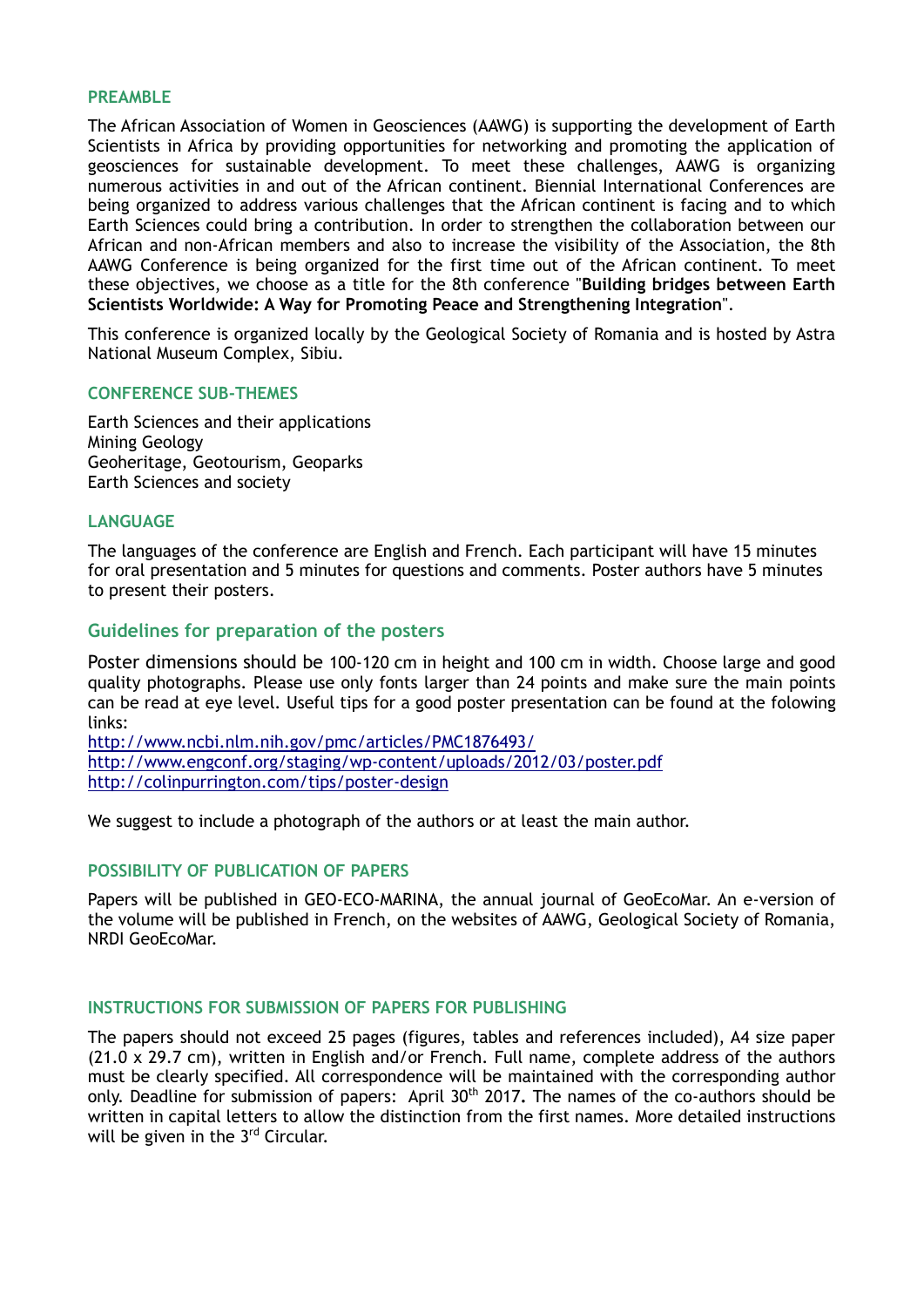## PREAMBLE

The African Association of Women in Geosciences (AAWG) is supporting the development of Earth Scientists in Africa by providing opportunities for networking and promoting the application of geosciences for sustainable development. To meet these challenges, AAWG is organizing numerous activities in and out of the African continent. Biennial International Conferences are being organized to address various challenges that the African continent is facing and to which Earth Sciences could bring a contribution. In order to strengthen the collaboration between our African and non-African members and also to increase the visibility of the Association, the 8th AAWG Conference is being organized for the first time out of the African continent. To meet these objectives, we choose as a title for the 8th conference "**Building bridges between Earth Scientists Worldwide: A Way for Promoting Peace and Strengthening Integration**".

This conference is organized locally by the Geological Society of Romania and is hosted by Astra National Museum Complex, Sibiu.

## CONFERENCE SUB-THEMES

Earth Sciences and their applications
Mining Geology
Geoheritage, Geotourism, Geoparks
Earth Sciences and society

## LANGUAGE

The languages of the conference are English and French. Each participant will have 15 minutes for oral presentation and 5 minutes for questions and comments. Poster authors have 5 minutes to present their posters.

## Guidelines for preparation of the posters

Poster dimensions should be 100-120 cm in height and 100 cm in width. Choose large and good quality photographs. Please use only fonts larger than 24 points and make sure the main points can be read at eye level. Useful tips for a good poster presentation can be found at the folowing links:
http://www.ncbi.nlm.nih.gov/pmc/articles/PMC1876493/
http://www.engconf.org/staging/wp-content/uploads/2012/03/poster.pdf
http://colinpurrington.com/tips/poster-design

We suggest to include a photograph of the authors or at least the main author.

## POSSIBILITY OF PUBLICATION OF PAPERS

Papers will be published in GEO-ECO-MARINA, the annual journal of GeoEcoMar. An e-version of the volume will be published in French, on the websites of AAWG, Geological Society of Romania, NRDI GeoEcoMar.

## INSTRUCTIONS FOR SUBMISSION OF PAPERS FOR PUBLISHING

The papers should not exceed 25 pages (figures, tables and references included), A4 size paper (21.0 x 29.7 cm), written in English and/or French. Full name, complete address of the authors must be clearly specified. All correspondence will be maintained with the corresponding author only. Deadline for submission of papers: April 30th 2017**.** The names of the co-authors should be written in capital letters to allow the distinction from the first names. More detailed instructions will be given in the 3rd Circular.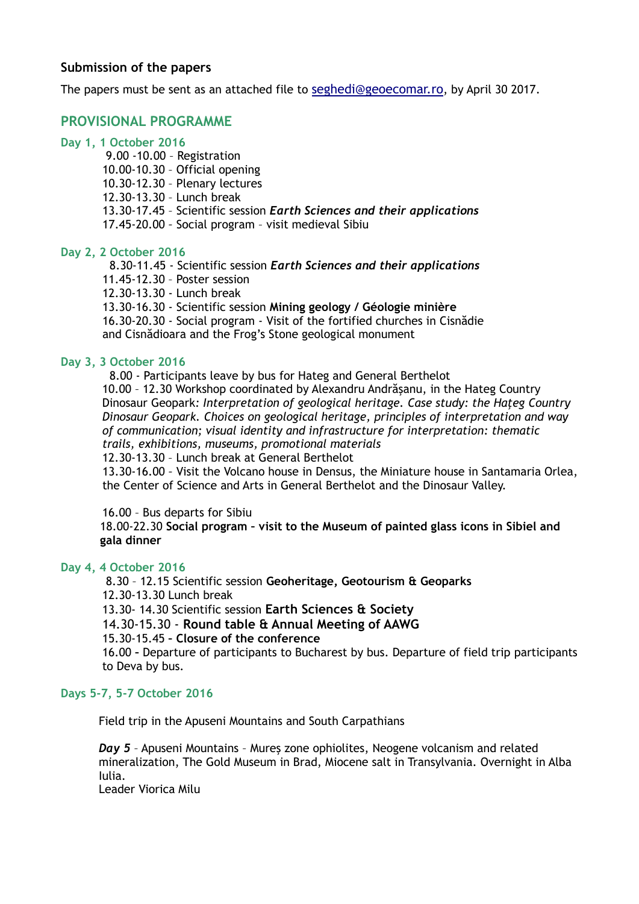### Submission of the papers

The papers must be sent as an attached file to seghedi@geoecomar.ro, by April 30 2017.

## PROVISIONAL PROGRAMME

### Day 1, 1 October 2016

9.00 -10.00 – Registration
10.00-10.30 – Official opening
10.30-12.30 – Plenary lectures
12.30-13.30 – Lunch break
13.30-17.45 – Scientific session ***Earth Sciences and their applications***
17.45-20.00 – Social program – visit medieval Sibiu

### Day 2, 2 October 2016

8.30-11.45 - Scientific session ***Earth Sciences and their applications***
11.45-12.30 – Poster session
12.30-13.30 - Lunch break
13.30-16.30 - Scientific session **Mining geology / Géologie minière**
16.30-20.30 - Social program - Visit of the fortified churches in Cisnădie and Cisnădioara and the Frog's Stone geological monument

### Day 3, 3 October 2016

8.00 - Participants leave by bus for Hateg and General Berthelot
10.00 – 12.30 Workshop coordinated by Alexandru Andrăşanu, in the Hateg Country Dinosaur Geopark: *Interpretation of geological heritage. Case study: the Haţeg Country Dinosaur Geopark. Choices on geological heritage, principles of interpretation and way of communication; visual identity and infrastructure for interpretation: thematic trails, exhibitions, museums, promotional materials*
12.30-13.30 – Lunch break at General Berthelot
13.30-16.00 – Visit the Volcano house in Densus, the Miniature house in Santamaria Orlea, the Center of Science and Arts in General Berthelot and the Dinosaur Valley.

16.00 – Bus departs for Sibiu
18.00-22.30 **Social program – visit to the Museum of painted glass icons in Sibiel and gala dinner**

### Day 4, 4 October 2016

8.30 – 12.15 Scientific session **Geoheritage, Geotourism & Geoparks**
12.30-13.30 Lunch break
13.30- 14.30 Scientific session **Earth Sciences & Society**
14.30-15.30 - **Round table & Annual Meeting of AAWG**
15.30-15.45 **- Closure of the conference**
16.00 **-** Departure of participants to Bucharest by bus. Departure of field trip participants to Deva by bus.

### Days 5-7, 5-7 October 2016

Field trip in the Apuseni Mountains and South Carpathians

***Day 5*** – Apuseni Mountains – Mureş zone ophiolites, Neogene volcanism and related mineralization, The Gold Museum in Brad, Miocene salt in Transylvania. Overnight in Alba Iulia.
Leader Viorica Milu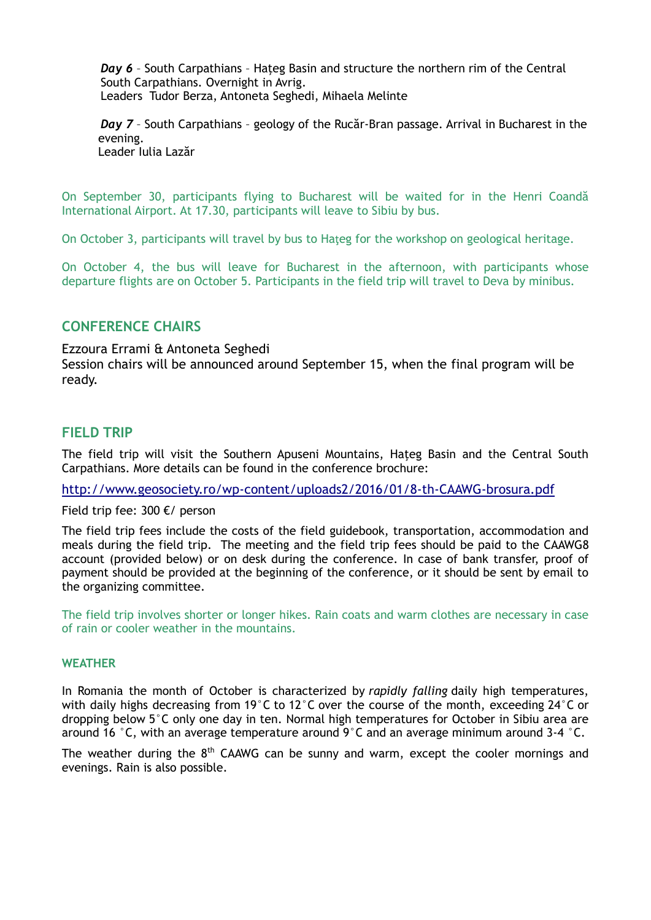*Day 6* – South Carpathians – Haţeg Basin and structure the northern rim of the Central South Carpathians. Overnight in Avrig.
Leaders Tudor Berza, Antoneta Seghedi, Mihaela Melinte

*Day 7* – South Carpathians – geology of the Rucăr-Bran passage. Arrival in Bucharest in the evening.
Leader Iulia Lazăr

On September 30, participants flying to Bucharest will be waited for in the Henri Coandă International Airport. At 17.30, participants will leave to Sibiu by bus.

On October 3, participants will travel by bus to Haţeg for the workshop on geological heritage.

On October 4, the bus will leave for Bucharest in the afternoon, with participants whose departure flights are on October 5. Participants in the field trip will travel to Deva by minibus.

## CONFERENCE CHAIRS

Ezzoura Errami & Antoneta Seghedi
Session chairs will be announced around September 15, when the final program will be ready.

## FIELD TRIP

The field trip will visit the Southern Apuseni Mountains, Haţeg Basin and the Central South Carpathians. More details can be found in the conference brochure:

http://www.geosociety.ro/wp-content/uploads2/2016/01/8-th-CAAWG-brosura.pdf

Field trip fee: 300 €/ person

The field trip fees include the costs of the field guidebook, transportation, accommodation and meals during the field trip. The meeting and the field trip fees should be paid to the CAAWG8 account (provided below) or on desk during the conference. In case of bank transfer, proof of payment should be provided at the beginning of the conference, or it should be sent by email to the organizing committee.

The field trip involves shorter or longer hikes. Rain coats and warm clothes are necessary in case of rain or cooler weather in the mountains.

### WEATHER

In Romania the month of October is characterized by *rapidly falling* daily high temperatures, with daily highs decreasing from 19°C to 12°C over the course of the month, exceeding 24°C or dropping below 5°C only one day in ten. Normal high temperatures for October in Sibiu area are around 16 °C, with an average temperature around 9°C and an average minimum around 3-4 °C.

The weather during the 8th CAAWG can be sunny and warm, except the cooler mornings and evenings. Rain is also possible.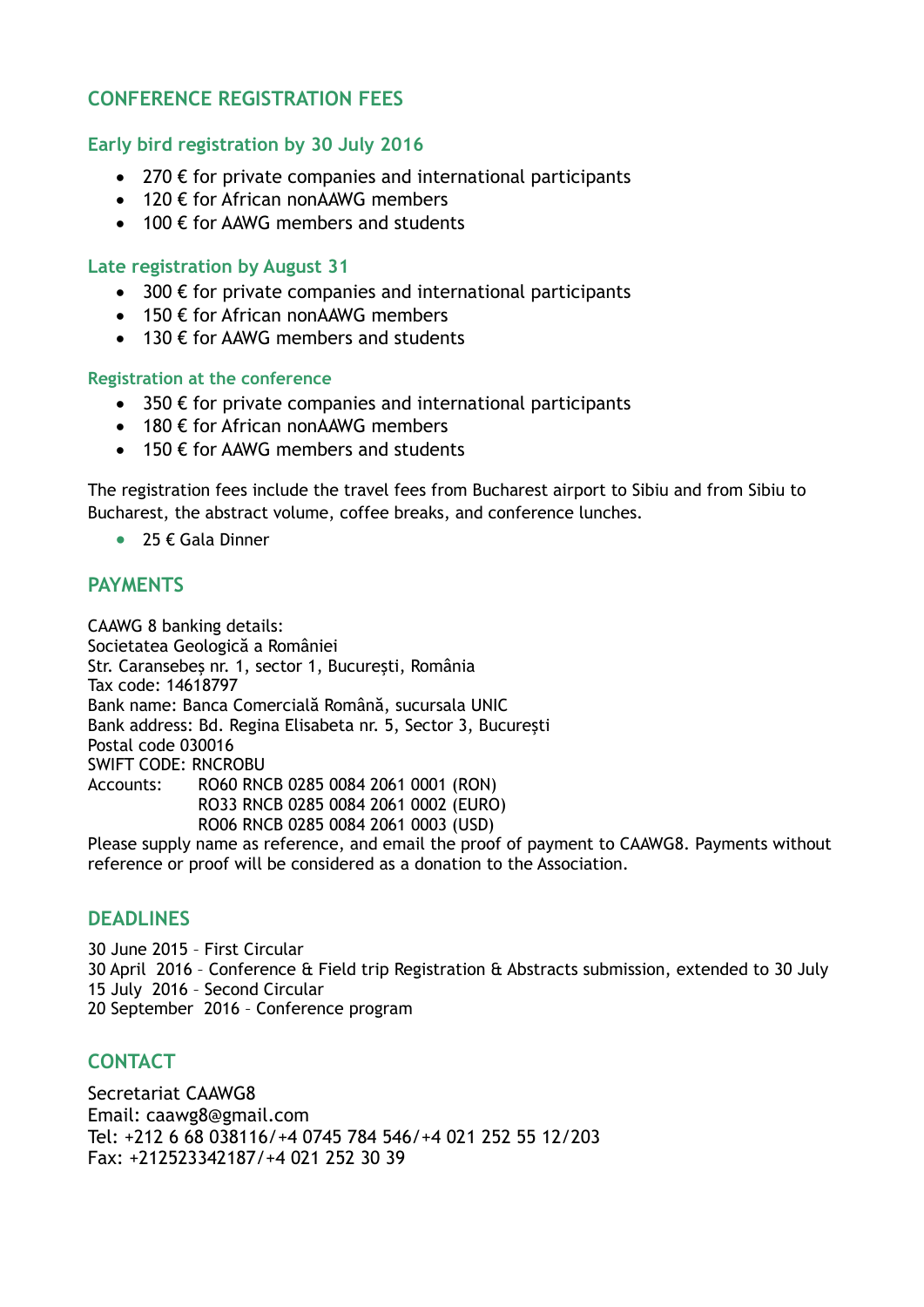## CONFERENCE REGISTRATION FEES

### Early bird registration by 30 July 2016

- 270 € for private companies and international participants
- 120 € for African nonAAWG members
- 100 € for AAWG members and students

### Late registration by August 31

- 300 € for private companies and international participants
- 150 € for African nonAAWG members
- 130 € for AAWG members and students

### Registration at the conference

- 350 € for private companies and international participants
- 180 € for African nonAAWG members
- 150 € for AAWG members and students

The registration fees include the travel fees from Bucharest airport to Sibiu and from Sibiu to Bucharest, the abstract volume, coffee breaks, and conference lunches.

- 25 € Gala Dinner

## PAYMENTS

CAAWG 8 banking details:
Societatea Geologică a României
Str. Caransebeș nr. 1, sector 1, București, România
Tax code: 14618797
Bank name: Banca Comercială Română, sucursala UNIC
Bank address: Bd. Regina Elisabeta nr. 5, Sector 3, București
Postal code 030016
SWIFT CODE: RNCROBU
Accounts: RO60 RNCB 0285 0084 2061 0001 (RON)
RO33 RNCB 0285 0084 2061 0002 (EURO)
RO06 RNCB 0285 0084 2061 0003 (USD)
Please supply name as reference, and email the proof of payment to CAAWG8. Payments without reference or proof will be considered as a donation to the Association.

## DEADLINES

30 June 2015 – First Circular
30 April 2016 – Conference & Field trip Registration & Abstracts submission, extended to 30 July
15 July 2016 – Second Circular
20 September 2016 – Conference program

## CONTACT

Secretariat CAAWG8
Email: caawg8@gmail.com
Tel: +212 6 68 038116/+4 0745 784 546/+4 021 252 55 12/203
Fax: +212523342187/+4 021 252 30 39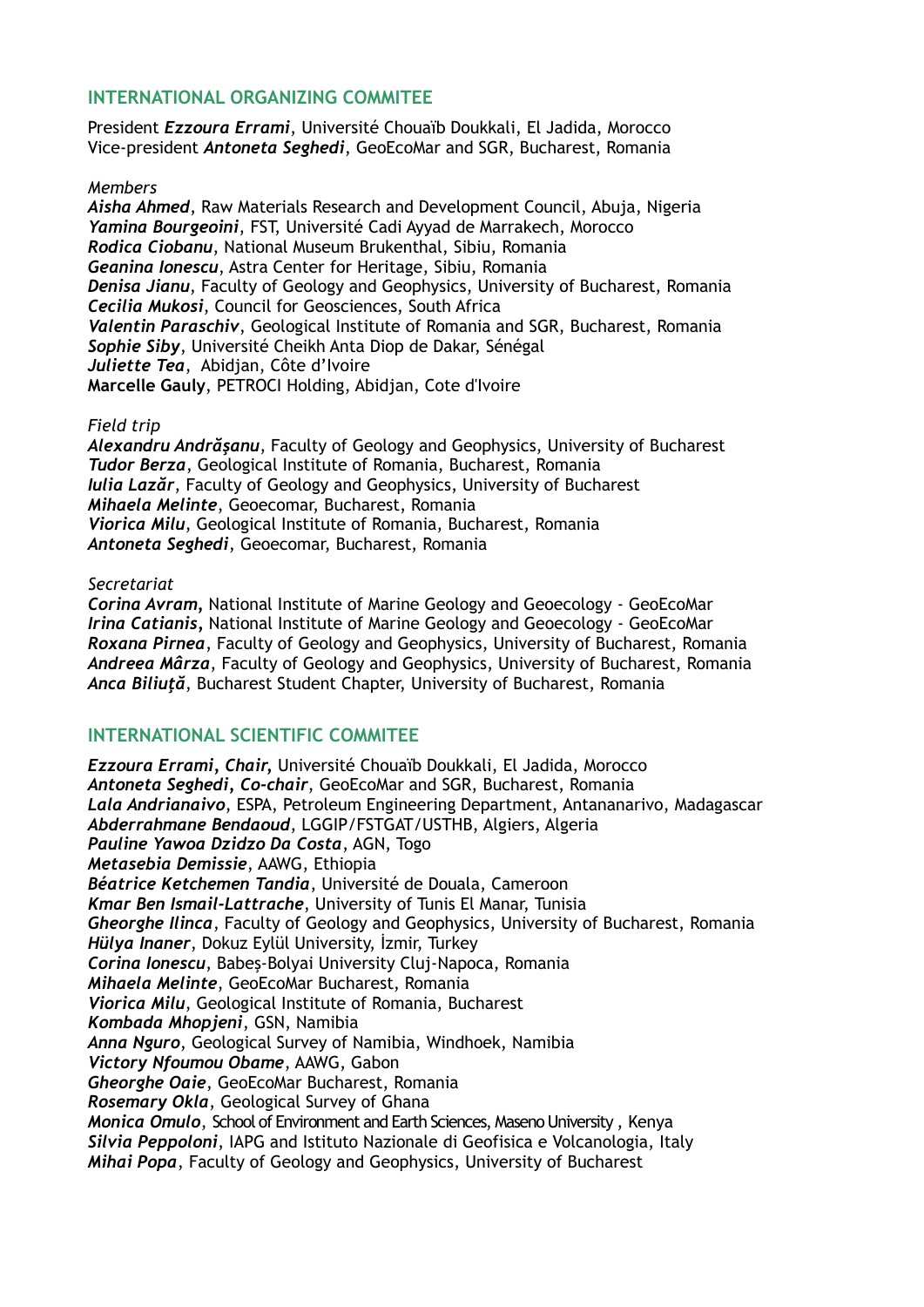## INTERNATIONAL ORGANIZING COMMITEE

President ***Ezzoura Errami***, Université Chouaïb Doukkali, El Jadida, Morocco
Vice-president ***Antoneta Seghedi***, GeoEcoMar and SGR, Bucharest, Romania

*Members*

***Aisha Ahmed***, Raw Materials Research and Development Council, Abuja, Nigeria
***Yamina Bourgeoini***, FST, Université Cadi Ayyad de Marrakech, Morocco
***Rodica Ciobanu***, National Museum Brukenthal, Sibiu, Romania
***Geanina Ionescu***, Astra Center for Heritage, Sibiu, Romania
***Denisa Jianu***, Faculty of Geology and Geophysics, University of Bucharest, Romania
***Cecilia Mukosi***, Council for Geosciences, South Africa
***Valentin Paraschiv***, Geological Institute of Romania and SGR, Bucharest, Romania
***Sophie Siby***, Université Cheikh Anta Diop de Dakar, Sénégal
***Juliette Tea***, Abidjan, Côte d'Ivoire
**Marcelle Gauly**, PETROCI Holding, Abidjan, Cote d'Ivoire

*Field trip*

***Alexandru Andrăşanu***, Faculty of Geology and Geophysics, University of Bucharest
***Tudor Berza***, Geological Institute of Romania, Bucharest, Romania
***Iulia Lazăr***, Faculty of Geology and Geophysics, University of Bucharest
***Mihaela Melinte***, Geoecomar, Bucharest, Romania
***Viorica Milu***, Geological Institute of Romania, Bucharest, Romania
***Antoneta Seghedi***, Geoecomar, Bucharest, Romania

*Secretariat*

***Corina Avram,*** National Institute of Marine Geology and Geoecology - GeoEcoMar
***Irina Catianis,*** National Institute of Marine Geology and Geoecology - GeoEcoMar
***Roxana Pirnea***, Faculty of Geology and Geophysics, University of Bucharest, Romania
***Andreea Mârza***, Faculty of Geology and Geophysics, University of Bucharest, Romania
***Anca Biliuţă***, Bucharest Student Chapter, University of Bucharest, Romania

## INTERNATIONAL SCIENTIFIC COMMITEE

***Ezzoura Errami, Chair,*** Université Chouaïb Doukkali, El Jadida, Morocco
***Antoneta Seghedi, Co-chair***, GeoEcoMar and SGR, Bucharest, Romania
***Lala Andrianaivo***, ESPA, Petroleum Engineering Department, Antananarivo, Madagascar
***Abderrahmane Bendaoud***, LGGIP/FSTGAT/USTHB, Algiers, Algeria
***Pauline Yawoa Dzidzo Da Costa***, AGN, Togo
***Metasebia Demissie***, AAWG, Ethiopia
***Béatrice Ketchemen Tandia***, Université de Douala, Cameroon
***Kmar Ben Ismail-Lattrache***, University of Tunis El Manar, Tunisia
***Gheorghe Ilinca***, Faculty of Geology and Geophysics, University of Bucharest, Romania
***Hülya Inaner***, Dokuz Eylül University, İzmir, Turkey
***Corina Ionescu***, Babeş-Bolyai University Cluj-Napoca, Romania
***Mihaela Melinte***, GeoEcoMar Bucharest, Romania
***Viorica Milu***, Geological Institute of Romania, Bucharest
***Kombada Mhopjeni***, GSN, Namibia
***Anna Nguro***, Geological Survey of Namibia, Windhoek, Namibia
***Victory Nfoumou Obame***, AAWG, Gabon
***Gheorghe Oaie***, GeoEcoMar Bucharest, Romania
***Rosemary Okla***, Geological Survey of Ghana
***Monica Omulo***, School of Environment and Earth Sciences, Maseno University , Kenya
***Silvia Peppoloni***, IAPG and Istituto Nazionale di Geofisica e Volcanologia, Italy
***Mihai Popa***, Faculty of Geology and Geophysics, University of Bucharest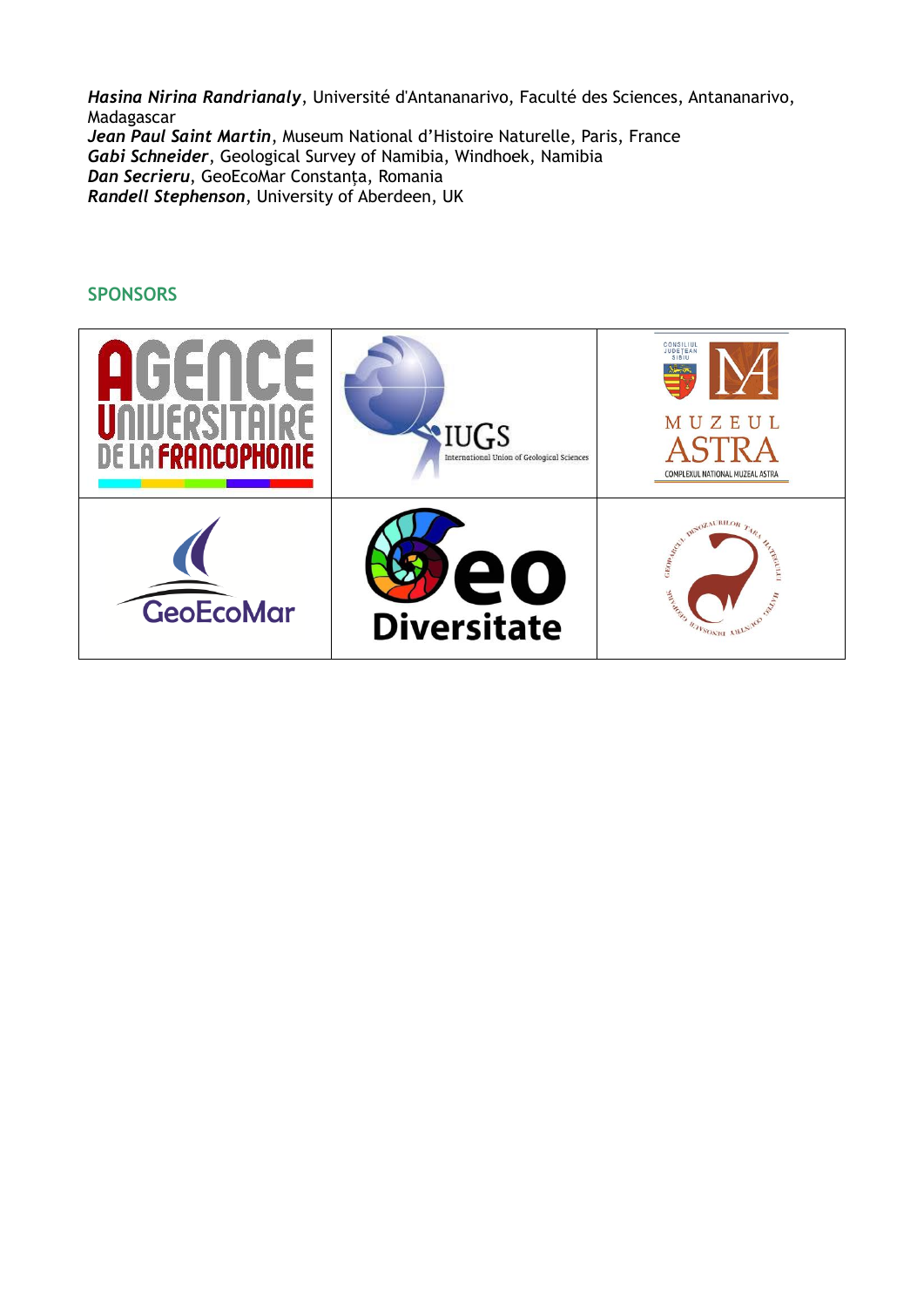***Hasina Nirina Randrianaly***, Université d'Antananarivo, Faculté des Sciences, Antananarivo, Madagascar
***Jean Paul Saint Martin***, Museum National d'Histoire Naturelle, Paris, France
***Gabi Schneider***, Geological Survey of Namibia, Windhoek, Namibia
***Dan Secrieru***, GeoEcoMar Constanţa, Romania
***Randell Stephenson***, University of Aberdeen, UK

## SPONSORS

| | | |
|---|---|---|
| AGENCE UNIVERSITAIRE DE LA FRANCOPHONIE | IUGS International Union of Geological Sciences | CONSILIUL JUDEȚEAN SIBIU MUZEUL ASTRA COMPLEXUL NAȚIONAL MUZEAL ASTRA |
| GeoEcoMar | Geo Diversitate | GEOPARCUL DINOZAURILOR ȚARA HAȚEGULUI |